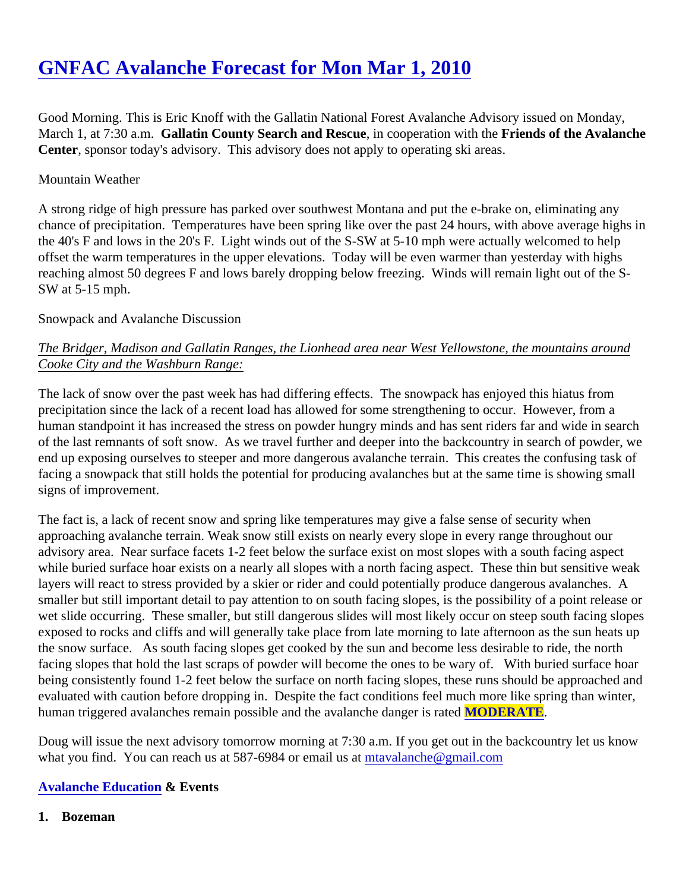# GNFAC Avalanche Forecast for Mon Mar 1, 2010

Good Morning. This is Eric Knoff with the Gallatin National Forest Avalanche Advisory issued on Monday, March 1, at 7:30 a.m. **Gallatin County Search and Rescue**, in cooperation with the **Friends of the Avalanche Center**, sponsor today's advisory. This advisory does not apply to operating ski areas.

Mountain Weather

A strong ridge of high pressure has parked over southwest Montana and put the e-brake on, eliminating any chance of precipitation. Temperatures have been spring like over the past 24 hours, with above average highs in the 40's F and lows in the 20's F. Light winds out of the S-SW at 5-10 mph were actually welcomed to help offset the warm temperatures in the upper elevations. Today will be even warmer than yesterday with highs reaching almost 50 degrees F and lows barely dropping below freezing. Winds will remain light out of the S-SW at 5-15 mph.

Snowpack and Avalanche Discussion

*The Bridger, Madison and Gallatin Ranges, the Lionhead area near West Yellowstone, the mountains around Cooke City and the Washburn Range:*

The lack of snow over the past week has had differing effects. The snowpack has enjoyed this hiatus from precipitation since the lack of a recent load has allowed for some strengthening to occur. However, from a human standpoint it has increased the stress on powder hungry minds and has sent riders far and wide in search of the last remnants of soft snow. As we travel further and deeper into the backcountry in search of powder, we end up exposing ourselves to steeper and more dangerous avalanche terrain. This creates the confusing task of facing a snowpack that still holds the potential for producing avalanches but at the same time is showing small signs of improvement.

The fact is, a lack of recent snow and spring like temperatures may give a false sense of security when approaching avalanche terrain. Weak snow still exists on nearly every slope in every range throughout our advisory area. Near surface facets 1-2 feet below the surface exist on most slopes with a south facing aspect while buried surface hoar exists on a nearly all slopes with a north facing aspect. These thin but sensitive weak layers will react to stress provided by a skier or rider and could potentially produce dangerous avalanches. A smaller but still important detail to pay attention to on south facing slopes, is the possibility of a point release or wet slide occurring. These smaller, but still dangerous slides will most likely occur on steep south facing slopes exposed to rocks and cliffs and will generally take place from late morning to late afternoon as the sun heats up the snow surface. As south facing slopes get cooked by the sun and become less desirable to ride, the north facing slopes that hold the last scraps of powder will become the ones to be wary of. With buried surface hoar being consistently found 1-2 feet below the surface on north facing slopes, these runs should be approached and evaluated with caution before dropping in. Despite the fact conditions feel much more like spring than winter, human triggered avalanches remain possible and the avalanche danger is rated **MODERATE**.

Doug will issue the next advisory tomorrow morning at 7:30 a.m. If you get out in the backcountry let us know what you find. You can reach us at 587-6984 or email us at mtavalanche@gmail.com

**Avalanche Education & Events**

1. **Bozeman**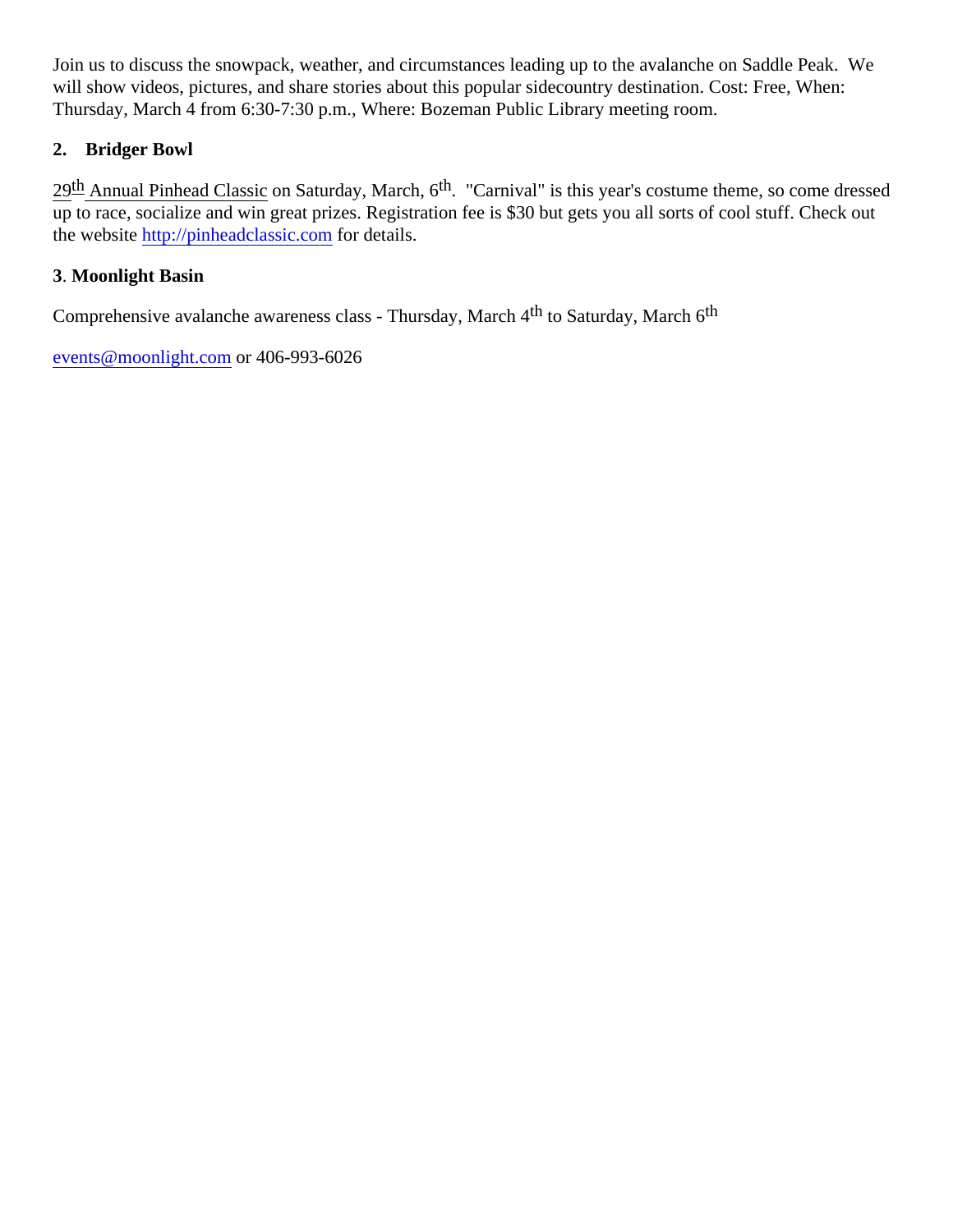Join us to discuss the snowpack, weather, and circumstances leading up to the avalanche on Saddle Peak. We will show videos, pictures, and share stories about this popular sidecountry destination. Cost: Free, When: Thursday, March 4 from 6:30-7:30 p.m., Where: Bozeman Public Library meeting room.

**2. Bridger Bowl**

29th Annual Pinhead Classic on Saturday, March, 6th. "Carnival" is this year's costume theme, so come dressed up to race, socialize and win great prizes. Registration fee is $30 but gets you all sorts of cool stuff. Check out the website http://pinheadclassic.com for details.

**3. Moonlight Basin**

Comprehensive avalanche awareness class - Thursday, March 4th to Saturday, March 6th

events@moonlight.com or 406-993-6026